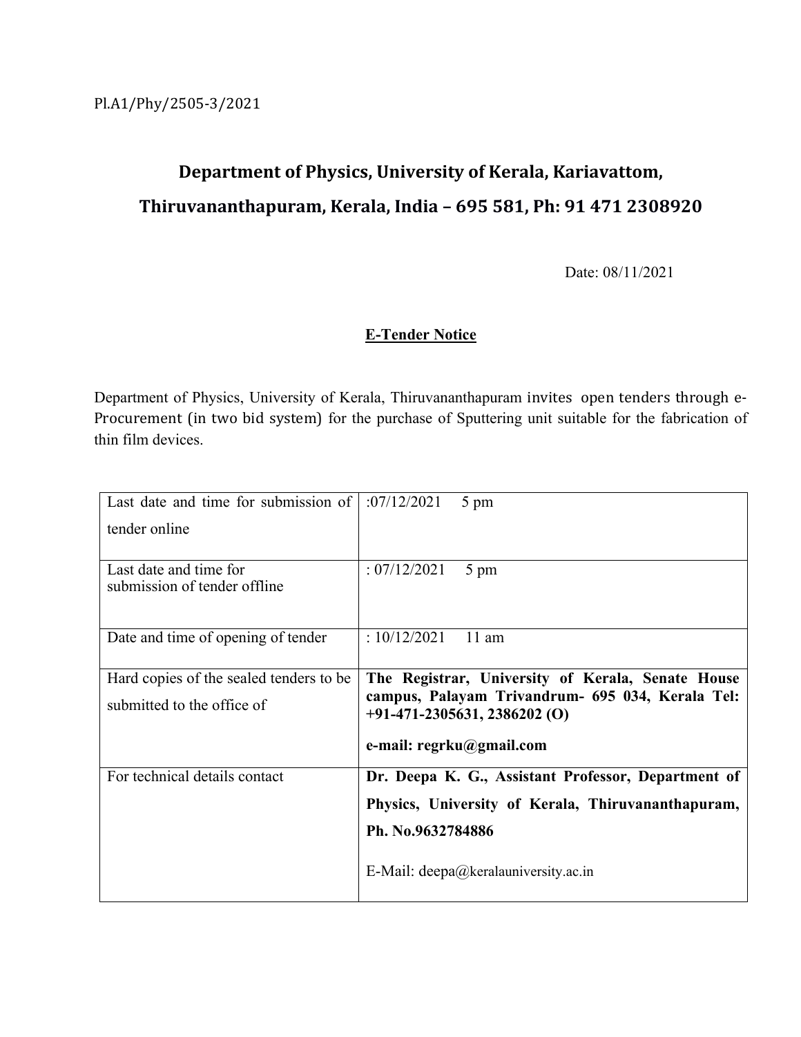Pl.A1/Phy/2505-3/2021

# Department of Physics, University of Kerala, Kariavattom, Thiruvananthapuram, Kerala, India – 695 581, Ph: 91 471 2308920

Date: 08/11/2021

## E-Tender Notice

Department of Physics, University of Kerala, Thiruvananthapuram invites open tenders through e-Procurement (in two bid system) for the purchase of Sputtering unit suitable for the fabrication of thin film devices.

| | |
|---|---|
| Last date and time for submission of tender online | :07/12/2021 5 pm |
| Last date and time for submission of tender offline | : 07/12/2021 5 pm |
| Date and time of opening of tender | : 10/12/2021 11 am |
| Hard copies of the sealed tenders to be submitted to the office of | **The Registrar, University of Kerala, Senate House campus, Palayam Trivandrum- 695 034, Kerala Tel: +91-471-2305631, 2386202 (O)** <br> **e-mail: regrku@gmail.com** |
| For technical details contact | **Dr. Deepa K. G., Assistant Professor, Department of Physics, University of Kerala, Thiruvananthapuram, Ph. No.9632784886** <br> E-Mail: deepa@keralauniversity.ac.in |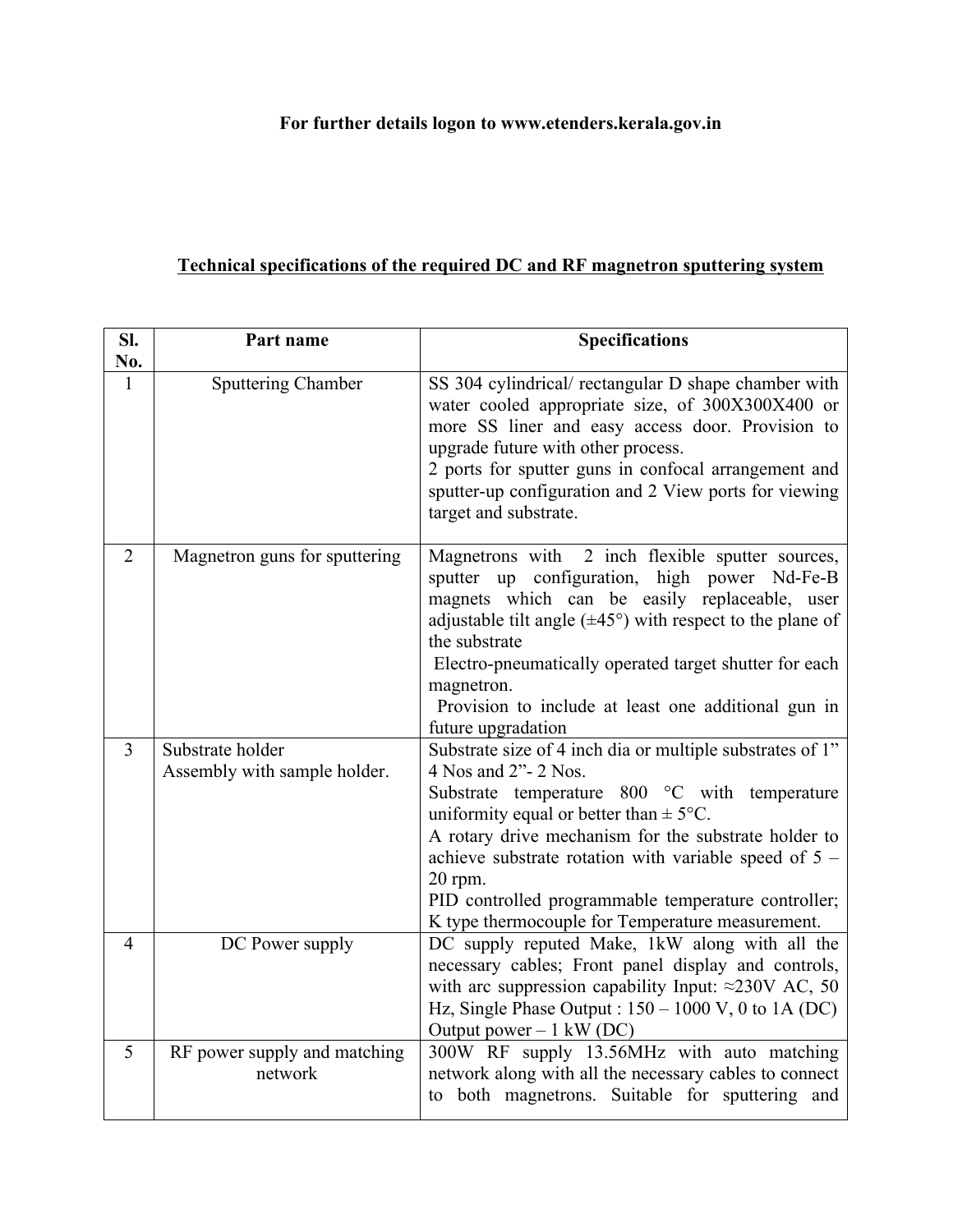**For further details logon to www.etenders.kerala.gov.in**

## Technical specifications of the required DC and RF magnetron sputtering system

| Sl. No. | Part name | Specifications |
|---|---|---|
| 1 | Sputtering Chamber | SS 304 cylindrical/ rectangular D shape chamber with water cooled appropriate size, of 300X300X400 or more SS liner and easy access door. Provision to upgrade future with other process.<br>2 ports for sputter guns in confocal arrangement and sputter-up configuration and 2 View ports for viewing target and substrate. |
| 2 | Magnetron guns for sputtering | Magnetrons with 2 inch flexible sputter sources, sputter up configuration, high power Nd-Fe-B magnets which can be easily replaceable, user adjustable tilt angle (±45°) with respect to the plane of the substrate<br>Electro-pneumatically operated target shutter for each magnetron.<br>Provision to include at least one additional gun in future upgradation |
| 3 | Substrate holder<br>Assembly with sample holder. | Substrate size of 4 inch dia or multiple substrates of 1" 4 Nos and 2"- 2 Nos.<br>Substrate temperature 800 °C with temperature uniformity equal or better than ± 5°C.<br>A rotary drive mechanism for the substrate holder to achieve substrate rotation with variable speed of 5 – 20 rpm.<br>PID controlled programmable temperature controller; K type thermocouple for Temperature measurement. |
| 4 | DC Power supply | DC supply reputed Make, 1kW along with all the necessary cables; Front panel display and controls, with arc suppression capability Input: ≈230V AC, 50 Hz, Single Phase Output : 150 – 1000 V, 0 to 1A (DC) Output power – 1 kW (DC) |
| 5 | RF power supply and matching network | 300W RF supply 13.56MHz with auto matching network along with all the necessary cables to connect to both magnetrons. Suitable for sputtering and |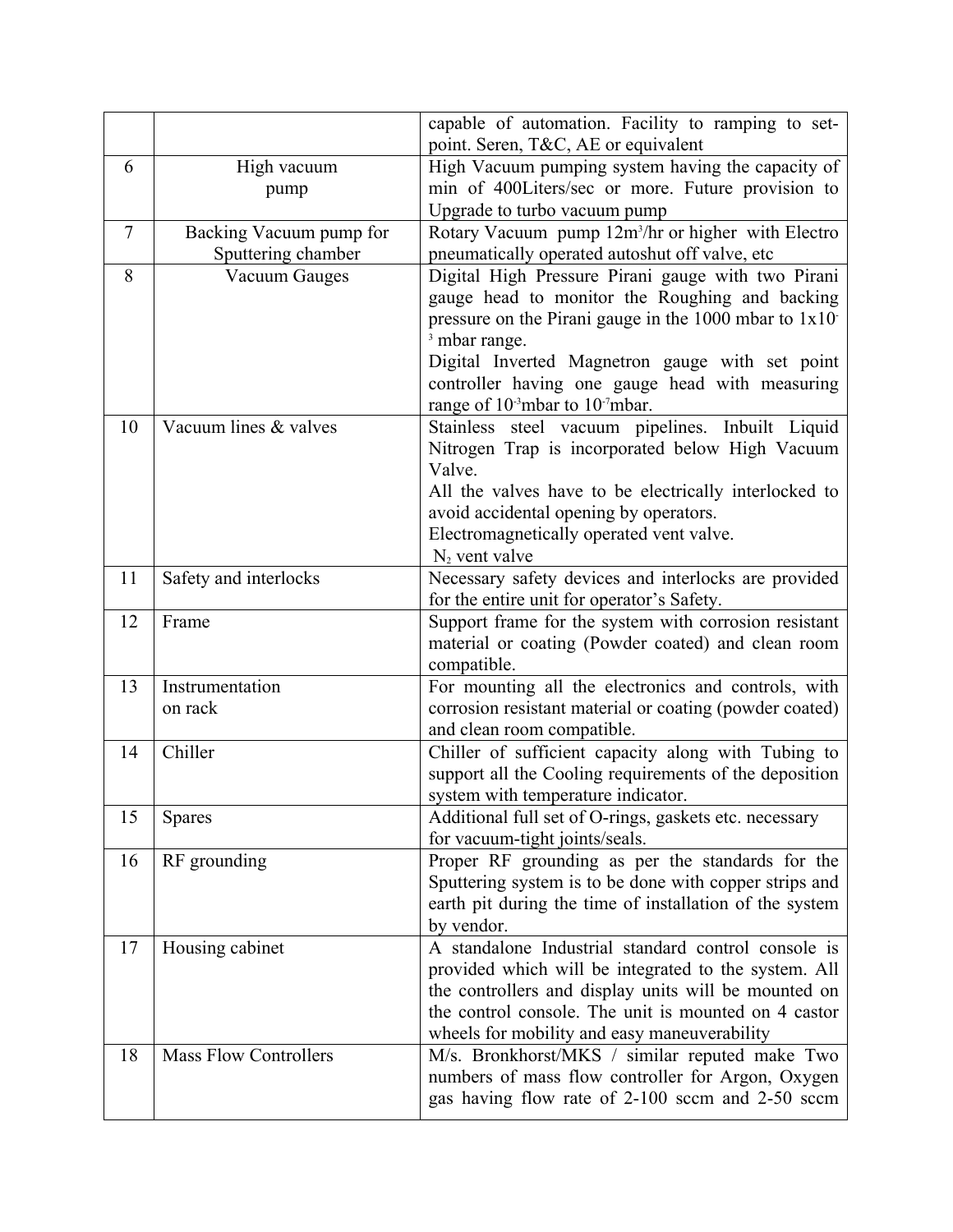| | | |
|---|---|---|
| | | capable of automation. Facility to ramping to set-point. Seren, T&C, AE or equivalent |
| 6 | High vacuum pump | High Vacuum pumping system having the capacity of min of 400Liters/sec or more. Future provision to Upgrade to turbo vacuum pump |
| 7 | Backing Vacuum pump for Sputtering chamber | Rotary Vacuum pump 12m$^3$/hr or higher with Electro pneumatically operated autoshut off valve, etc |
| 8 | Vacuum Gauges | Digital High Pressure Pirani gauge with two Pirani gauge head to monitor the Roughing and backing pressure on the Pirani gauge in the 1000 mbar to 1x10$^{-3}$ mbar range.<br>Digital Inverted Magnetron gauge with set point controller having one gauge head with measuring range of 10$^{-3}$mbar to 10$^{-7}$mbar. |
| 10 | Vacuum lines & valves | Stainless steel vacuum pipelines. Inbuilt Liquid Nitrogen Trap is incorporated below High Vacuum Valve.<br>All the valves have to be electrically interlocked to avoid accidental opening by operators.<br>Electromagnetically operated vent valve.<br>$N_2$ vent valve |
| 11 | Safety and interlocks | Necessary safety devices and interlocks are provided for the entire unit for operator's Safety. |
| 12 | Frame | Support frame for the system with corrosion resistant material or coating (Powder coated) and clean room compatible. |
| 13 | Instrumentation on rack | For mounting all the electronics and controls, with corrosion resistant material or coating (powder coated) and clean room compatible. |
| 14 | Chiller | Chiller of sufficient capacity along with Tubing to support all the Cooling requirements of the deposition system with temperature indicator. |
| 15 | Spares | Additional full set of O-rings, gaskets etc. necessary for vacuum-tight joints/seals. |
| 16 | RF grounding | Proper RF grounding as per the standards for the Sputtering system is to be done with copper strips and earth pit during the time of installation of the system by vendor. |
| 17 | Housing cabinet | A standalone Industrial standard control console is provided which will be integrated to the system. All the controllers and display units will be mounted on the control console. The unit is mounted on 4 castor wheels for mobility and easy maneuverability |
| 18 | Mass Flow Controllers | M/s. Bronkhorst/MKS / similar reputed make Two numbers of mass flow controller for Argon, Oxygen gas having flow rate of 2-100 sccm and 2-50 sccm |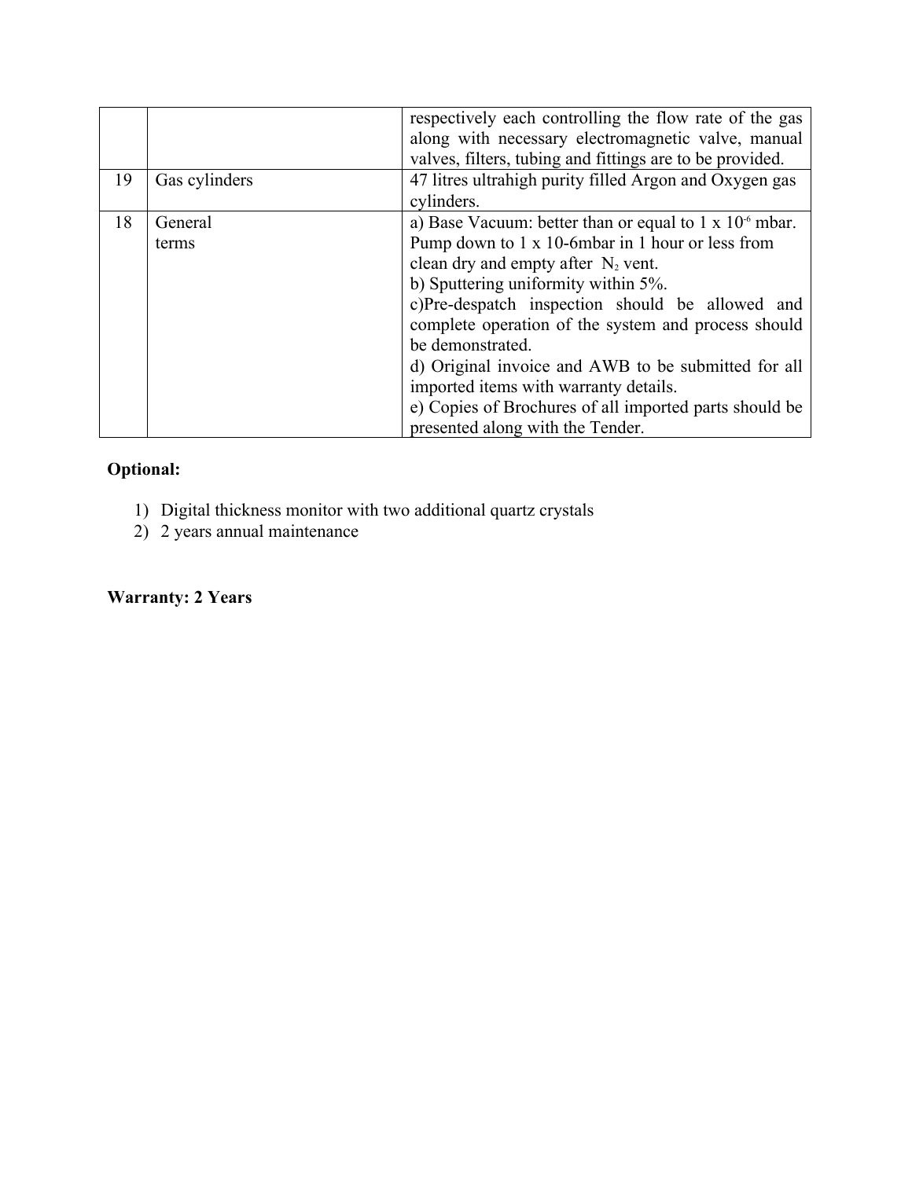| | | |
|---|---|---|
| | | respectively each controlling the flow rate of the gas along with necessary electromagnetic valve, manual valves, filters, tubing and fittings are to be provided. |
| 19 | Gas cylinders | 47 litres ultrahigh purity filled Argon and Oxygen gas cylinders. |
| 18 | General terms | a) Base Vacuum: better than or equal to 1 x $10^{-6}$ mbar. Pump down to 1 x 10-6mbar in 1 hour or less from clean dry and empty after $N_2$ vent.<br>b) Sputtering uniformity within 5%.<br>c)Pre-despatch inspection should be allowed and complete operation of the system and process should be demonstrated.<br>d) Original invoice and AWB to be submitted for all imported items with warranty details.<br>e) Copies of Brochures of all imported parts should be presented along with the Tender. |

**Optional:**

1) Digital thickness monitor with two additional quartz crystals
2) 2 years annual maintenance

**Warranty: 2 Years**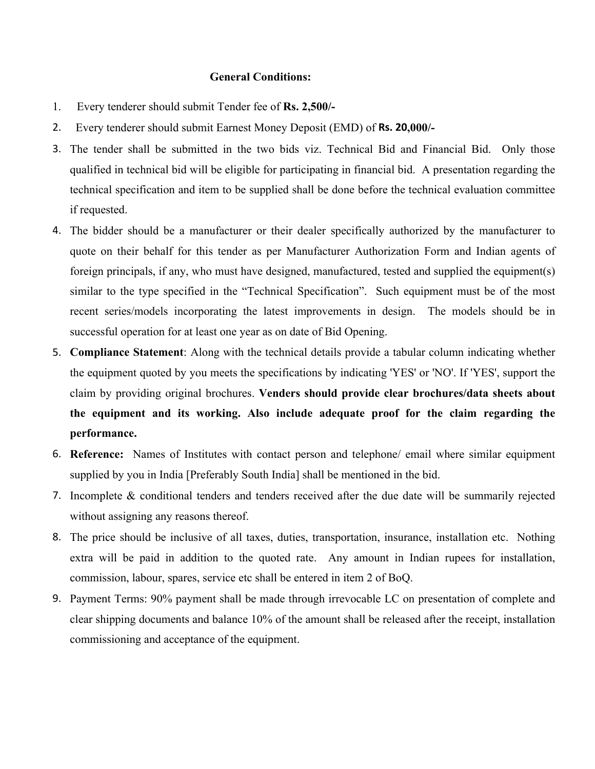**General Conditions:**

1. Every tenderer should submit Tender fee of **Rs. 2,500/-**
2. Every tenderer should submit Earnest Money Deposit (EMD) of **Rs. 20,000/-**
3. The tender shall be submitted in the two bids viz. Technical Bid and Financial Bid. Only those qualified in technical bid will be eligible for participating in financial bid. A presentation regarding the technical specification and item to be supplied shall be done before the technical evaluation committee if requested.
4. The bidder should be a manufacturer or their dealer specifically authorized by the manufacturer to quote on their behalf for this tender as per Manufacturer Authorization Form and Indian agents of foreign principals, if any, who must have designed, manufactured, tested and supplied the equipment(s) similar to the type specified in the "Technical Specification". Such equipment must be of the most recent series/models incorporating the latest improvements in design. The models should be in successful operation for at least one year as on date of Bid Opening.
5. **Compliance Statement**: Along with the technical details provide a tabular column indicating whether the equipment quoted by you meets the specifications by indicating 'YES' or 'NO'. If 'YES', support the claim by providing original brochures. **Venders should provide clear brochures/data sheets about the equipment and its working. Also include adequate proof for the claim regarding the performance.**
6. **Reference:** Names of Institutes with contact person and telephone/ email where similar equipment supplied by you in India [Preferably South India] shall be mentioned in the bid.
7. Incomplete & conditional tenders and tenders received after the due date will be summarily rejected without assigning any reasons thereof.
8. The price should be inclusive of all taxes, duties, transportation, insurance, installation etc. Nothing extra will be paid in addition to the quoted rate. Any amount in Indian rupees for installation, commission, labour, spares, service etc shall be entered in item 2 of BoQ.
9. Payment Terms: 90% payment shall be made through irrevocable LC on presentation of complete and clear shipping documents and balance 10% of the amount shall be released after the receipt, installation commissioning and acceptance of the equipment.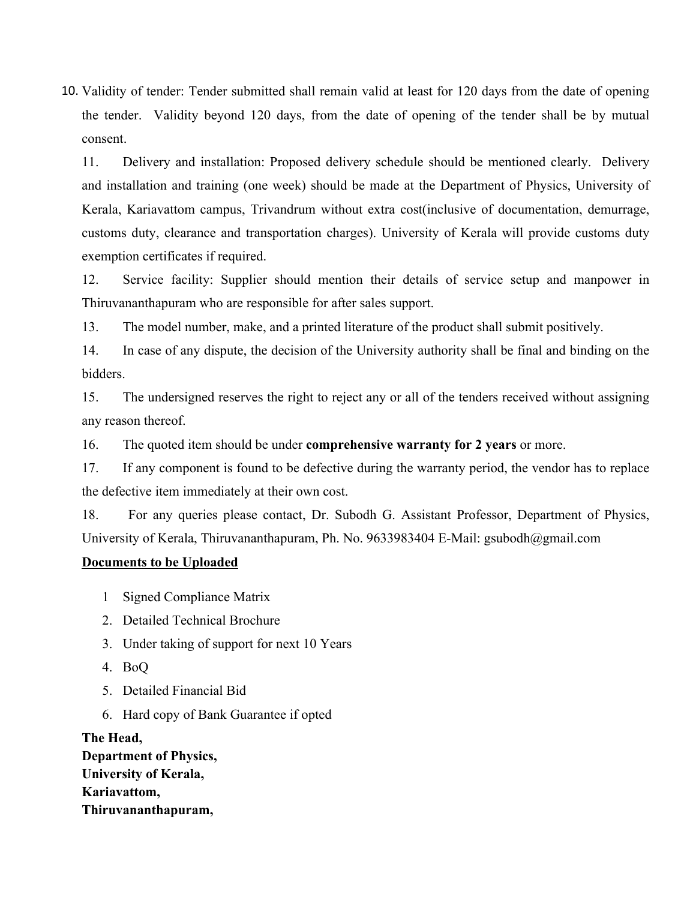10. Validity of tender: Tender submitted shall remain valid at least for 120 days from the date of opening the tender. Validity beyond 120 days, from the date of opening of the tender shall be by mutual consent.

11. Delivery and installation: Proposed delivery schedule should be mentioned clearly. Delivery and installation and training (one week) should be made at the Department of Physics, University of Kerala, Kariavattom campus, Trivandrum without extra cost(inclusive of documentation, demurrage, customs duty, clearance and transportation charges). University of Kerala will provide customs duty exemption certificates if required.

12. Service facility: Supplier should mention their details of service setup and manpower in Thiruvananthapuram who are responsible for after sales support.

13. The model number, make, and a printed literature of the product shall submit positively.

14. In case of any dispute, the decision of the University authority shall be final and binding on the bidders.

15. The undersigned reserves the right to reject any or all of the tenders received without assigning any reason thereof.

16. The quoted item should be under **comprehensive warranty for 2 years** or more.

17. If any component is found to be defective during the warranty period, the vendor has to replace the defective item immediately at their own cost.

18. For any queries please contact, Dr. Subodh G. Assistant Professor, Department of Physics, University of Kerala, Thiruvananthapuram, Ph. No. 9633983404 E-Mail: gsubodh@gmail.com

**Documents to be Uploaded**

1. Signed Compliance Matrix
2. Detailed Technical Brochure
3. Under taking of support for next 10 Years
4. BoQ
5. Detailed Financial Bid
6. Hard copy of Bank Guarantee if opted

**The Head,**
**Department of Physics,**
**University of Kerala,**
**Kariavattom,**
**Thiruvananthapuram,**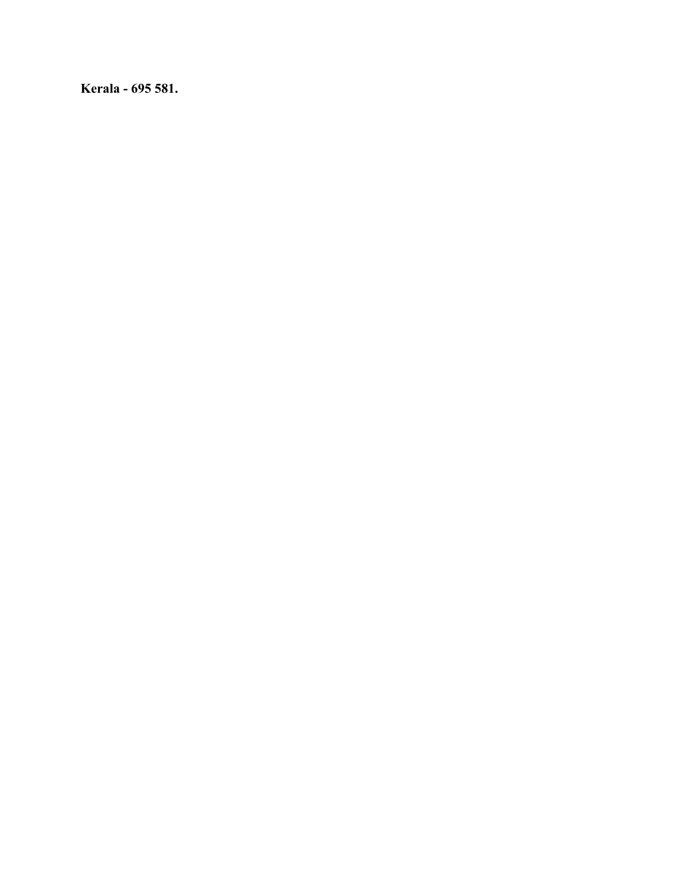**Kerala - 695 581.**